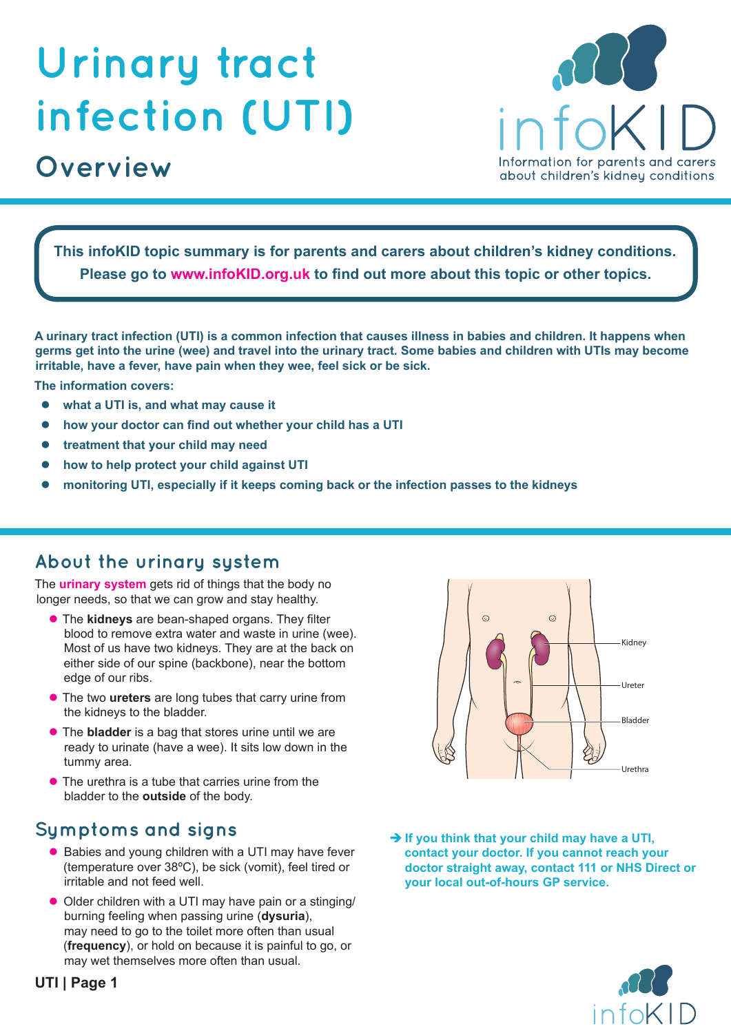# Urinary tract infection (UTI)

## Overview

infoKID

Information for parents and carers about children's kidney conditions

**This infoKID topic summary is for parents and carers about children's kidney conditions. Please go to www.infoKID.org.uk to find out more about this topic or other topics.**

**A urinary tract infection (UTI) is a common infection that causes illness in babies and children. It happens when germs get into the urine (wee) and travel into the urinary tract. Some babies and children with UTIs may become irritable, have a fever, have pain when they wee, feel sick or be sick.**

**The information covers:**

- **what a UTI is, and what may cause it**
- **how your doctor can find out whether your child has a UTI**
- **treatment that your child may need**
- **how to help protect your child against UTI**
- **monitoring UTI, especially if it keeps coming back or the infection passes to the kidneys**

## About the urinary system

The **urinary system** gets rid of things that the body no longer needs, so that we can grow and stay healthy.

- The **kidneys** are bean-shaped organs. They filter blood to remove extra water and waste in urine (wee). Most of us have two kidneys. They are at the back on either side of our spine (backbone), near the bottom edge of our ribs.
- The two **ureters** are long tubes that carry urine from the kidneys to the bladder.
- The **bladder** is a bag that stores urine until we are ready to urinate (have a wee). It sits low down in the tummy area.
- The urethra is a tube that carries urine from the bladder to the **outside** of the body.

Kidney

Ureter

Bladder

Urethra

## Symptoms and signs

- Babies and young children with a UTI may have fever (temperature over 38ºC), be sick (vomit), feel tired or irritable and not feed well.
- Older children with a UTI may have pain or a stinging/burning feeling when passing urine (**dysuria**), may need to go to the toilet more often than usual (**frequency**), or hold on because it is painful to go, or may wet themselves more often than usual.

**→ If you think that your child may have a UTI, contact your doctor. If you cannot reach your doctor straight away, contact 111 or NHS Direct or your local out-of-hours GP service.**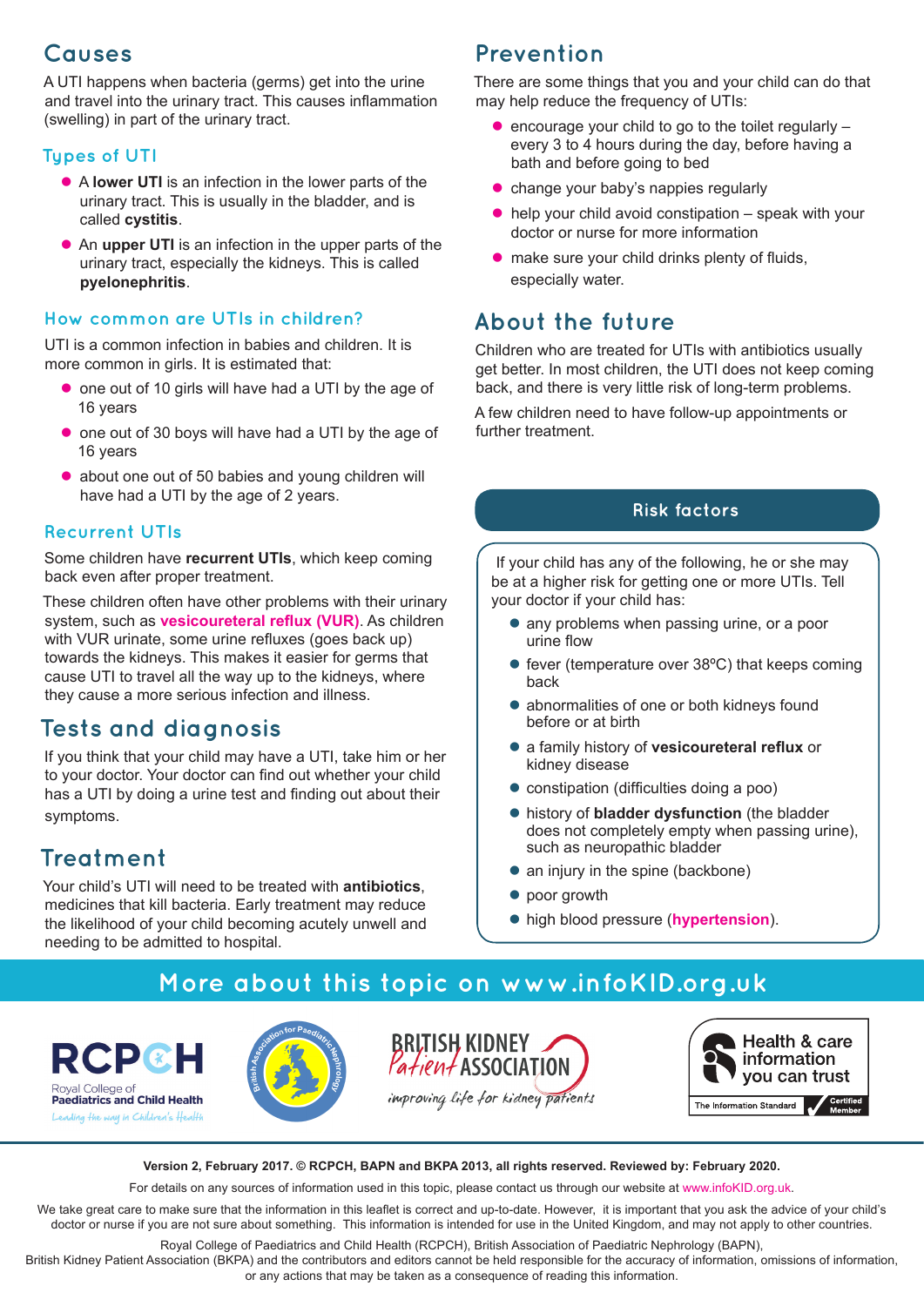## Causes

A UTI happens when bacteria (germs) get into the urine and travel into the urinary tract. This causes inflammation (swelling) in part of the urinary tract.

### Types of UTI

- A **lower UTI** is an infection in the lower parts of the urinary tract. This is usually in the bladder, and is called **cystitis**.
- An **upper UTI** is an infection in the upper parts of the urinary tract, especially the kidneys. This is called **pyelonephritis**.

### How common are UTIs in children?

UTI is a common infection in babies and children. It is more common in girls. It is estimated that:

- one out of 10 girls will have had a UTI by the age of 16 years
- one out of 30 boys will have had a UTI by the age of 16 years
- about one out of 50 babies and young children will have had a UTI by the age of 2 years.

### Recurrent UTIs

Some children have **recurrent UTIs**, which keep coming back even after proper treatment.

These children often have other problems with their urinary system, such as **vesicoureteral reflux (VUR)**. As children with VUR urinate, some urine refluxes (goes back up) towards the kidneys. This makes it easier for germs that cause UTI to travel all the way up to the kidneys, where they cause a more serious infection and illness.

## Tests and diagnosis

If you think that your child may have a UTI, take him or her to your doctor. Your doctor can find out whether your child has a UTI by doing a urine test and finding out about their symptoms.

## Treatment

Your child's UTI will need to be treated with **antibiotics**, medicines that kill bacteria. Early treatment may reduce the likelihood of your child becoming acutely unwell and needing to be admitted to hospital.

## Prevention

There are some things that you and your child can do that may help reduce the frequency of UTIs:

- encourage your child to go to the toilet regularly – every 3 to 4 hours during the day, before having a bath and before going to bed
- change your baby's nappies regularly
- help your child avoid constipation – speak with your doctor or nurse for more information
- make sure your child drinks plenty of fluids, especially water.

## About the future

Children who are treated for UTIs with antibiotics usually get better. In most children, the UTI does not keep coming back, and there is very little risk of long-term problems.

A few children need to have follow-up appointments or further treatment.

### Risk factors

If your child has any of the following, he or she may be at a higher risk for getting one or more UTIs. Tell your doctor if your child has:

- any problems when passing urine, or a poor urine flow
- fever (temperature over 38ºC) that keeps coming back
- abnormalities of one or both kidneys found before or at birth
- a family history of **vesicoureteral reflux** or kidney disease
- constipation (difficulties doing a poo)
- history of **bladder dysfunction** (the bladder does not completely empty when passing urine), such as neuropathic bladder
- an injury in the spine (backbone)
- poor growth
- high blood pressure (**hypertension**).

## More about this topic on www.infoKID.org.uk

RCPCH Royal College of Paediatrics and Child Health – Leading the way in Children's Health

British Association for Paediatric Nephrology

British Kidney Patient Association – improving life for kidney patients

Health & care information you can trust – The Information Standard – Certified Member

**Version 2, February 2017. © RCPCH, BAPN and BKPA 2013, all rights reserved. Reviewed by: February 2020.**

For details on any sources of information used in this topic, please contact us through our website at www.infoKID.org.uk.

We take great care to make sure that the information in this leaflet is correct and up-to-date. However, it is important that you ask the advice of your child's doctor or nurse if you are not sure about something. This information is intended for use in the United Kingdom, and may not apply to other countries.

Royal College of Paediatrics and Child Health (RCPCH), British Association of Paediatric Nephrology (BAPN), British Kidney Patient Association (BKPA) and the contributors and editors cannot be held responsible for the accuracy of information, omissions of information, or any actions that may be taken as a consequence of reading this information.